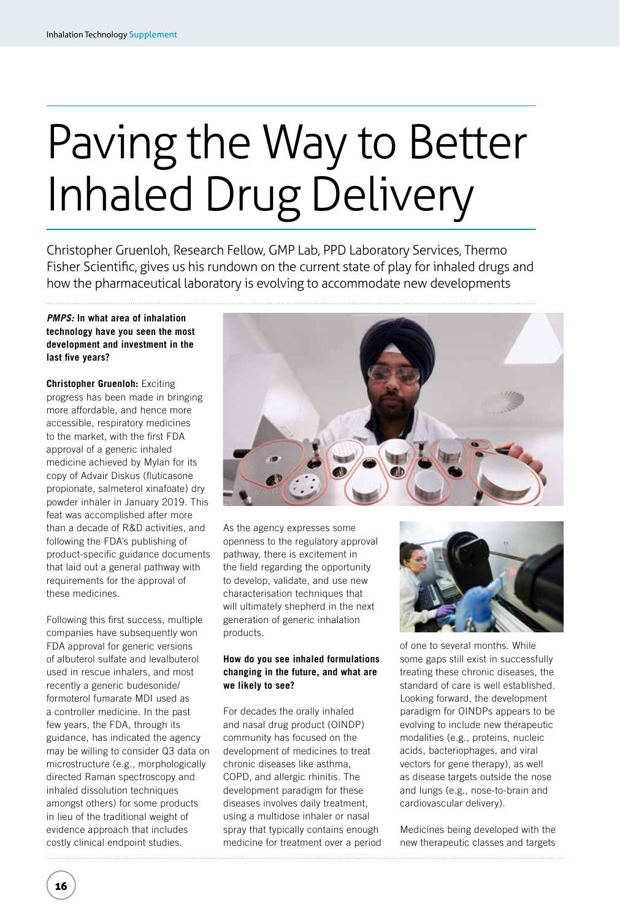# Paving the Way to Better Inhaled Drug Delivery

Christopher Gruenloh, Research Fellow, GMP Lab, PPD Laboratory Services, Thermo Fisher Scientific, gives us his rundown on the current state of play for inhaled drugs and how the pharmaceutical laboratory is evolving to accommodate new developments

***PMPS:* In what area of inhalation technology have you seen the most development and investment in the last five years?**

**Christopher Gruenloh:** Exciting progress has been made in bringing more affordable, and hence more accessible, respiratory medicines to the market, with the first FDA approval of a generic inhaled medicine achieved by Mylan for its copy of Advair Diskus (fluticasone propionate, salmeterol xinafoate) dry powder inhaler in January 2019. This feat was accomplished after more than a decade of R&D activities, and following the FDA's publishing of product-specific guidance documents that laid out a general pathway with requirements for the approval of these medicines.

Following this first success, multiple companies have subsequently won FDA approval for generic versions of albuterol sulfate and levalbuterol used in rescue inhalers, and most recently a generic budesonide/formoterol fumarate MDI used as a controller medicine. In the past few years, the FDA, through its guidance, has indicated the agency may be willing to consider Q3 data on microstructure (e.g., morphologically directed Raman spectroscopy and inhaled dissolution techniques amongst others) for some products in lieu of the traditional weight of evidence approach that includes costly clinical endpoint studies.

As the agency expresses some openness to the regulatory approval pathway, there is excitement in the field regarding the opportunity to develop, validate, and use new characterisation techniques that will ultimately shepherd in the next generation of generic inhalation products.

**How do you see inhaled formulations changing in the future, and what are we likely to see?**

For decades the orally inhaled and nasal drug product (OINDP) community has focused on the development of medicines to treat chronic diseases like asthma, COPD, and allergic rhinitis. The development paradigm for these diseases involves daily treatment, using a multidose inhaler or nasal spray that typically contains enough medicine for treatment over a period of one to several months. While some gaps still exist in successfully treating these chronic diseases, the standard of care is well established. Looking forward, the development paradigm for OINDPs appears to be evolving to include new therapeutic modalities (e.g., proteins, nucleic acids, bacteriophages, and viral vectors for gene therapy), as well as disease targets outside the nose and lungs (e.g., nose-to-brain and cardiovascular delivery).

Medicines being developed with the new therapeutic classes and targets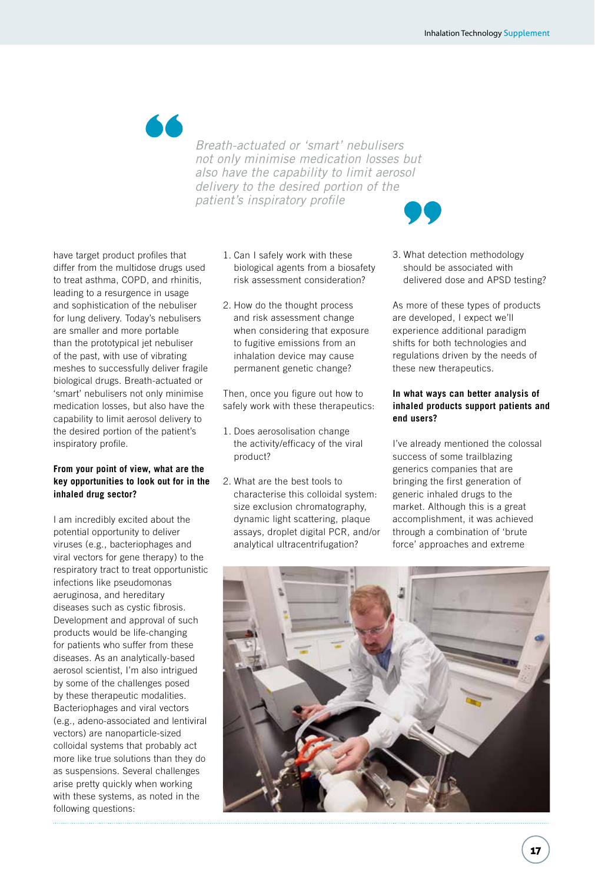> *Breath-actuated or 'smart' nebulisers not only minimise medication losses but also have the capability to limit aerosol delivery to the desired portion of the patient's inspiratory profile*

have target product profiles that differ from the multidose drugs used to treat asthma, COPD, and rhinitis, leading to a resurgence in usage and sophistication of the nebuliser for lung delivery. Today's nebulisers are smaller and more portable than the prototypical jet nebuliser of the past, with use of vibrating meshes to successfully deliver fragile biological drugs. Breath-actuated or 'smart' nebulisers not only minimise medication losses, but also have the capability to limit aerosol delivery to the desired portion of the patient's inspiratory profile.

**From your point of view, what are the key opportunities to look out for in the inhaled drug sector?**

I am incredibly excited about the potential opportunity to deliver viruses (e.g., bacteriophages and viral vectors for gene therapy) to the respiratory tract to treat opportunistic infections like pseudomonas aeruginosa, and hereditary diseases such as cystic fibrosis. Development and approval of such products would be life-changing for patients who suffer from these diseases. As an analytically-based aerosol scientist, I'm also intrigued by some of the challenges posed by these therapeutic modalities. Bacteriophages and viral vectors (e.g., adeno-associated and lentiviral vectors) are nanoparticle-sized colloidal systems that probably act more like true solutions than they do as suspensions. Several challenges arise pretty quickly when working with these systems, as noted in the following questions:

1. Can I safely work with these biological agents from a biosafety risk assessment consideration?
2. How do the thought process and risk assessment change when considering that exposure to fugitive emissions from an inhalation device may cause permanent genetic change?

Then, once you figure out how to safely work with these therapeutics:

1. Does aerosolisation change the activity/efficacy of the viral product?
2. What are the best tools to characterise this colloidal system: size exclusion chromatography, dynamic light scattering, plaque assays, droplet digital PCR, and/or analytical ultracentrifugation?
3. What detection methodology should be associated with delivered dose and APSD testing?

As more of these types of products are developed, I expect we'll experience additional paradigm shifts for both technologies and regulations driven by the needs of these new therapeutics.

**In what ways can better analysis of inhaled products support patients and end users?**

I've already mentioned the colossal success of some trailblazing generics companies that are bringing the first generation of generic inhaled drugs to the market. Although this is a great accomplishment, it was achieved through a combination of 'brute force' approaches and extreme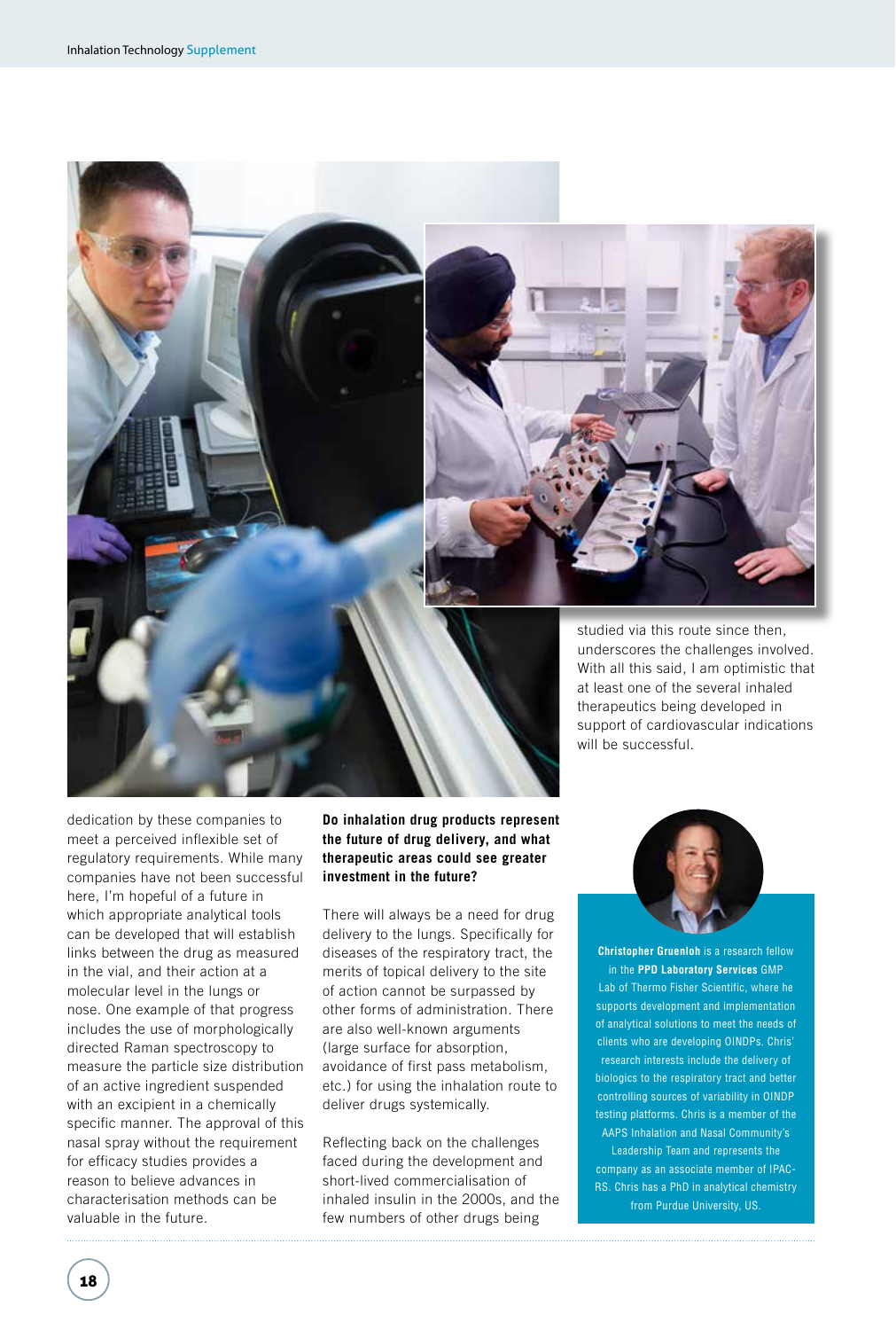dedication by these companies to meet a perceived inflexible set of regulatory requirements. While many companies have not been successful here, I'm hopeful of a future in which appropriate analytical tools can be developed that will establish links between the drug as measured in the vial, and their action at a molecular level in the lungs or nose. One example of that progress includes the use of morphologically directed Raman spectroscopy to measure the particle size distribution of an active ingredient suspended with an excipient in a chemically specific manner. The approval of this nasal spray without the requirement for efficacy studies provides a reason to believe advances in characterisation methods can be valuable in the future.

**Do inhalation drug products represent the future of drug delivery, and what therapeutic areas could see greater investment in the future?**

There will always be a need for drug delivery to the lungs. Specifically for diseases of the respiratory tract, the merits of topical delivery to the site of action cannot be surpassed by other forms of administration. There are also well-known arguments (large surface for absorption, avoidance of first pass metabolism, etc.) for using the inhalation route to deliver drugs systemically.

Reflecting back on the challenges faced during the development and short-lived commercialisation of inhaled insulin in the 2000s, and the few numbers of other drugs being studied via this route since then, underscores the challenges involved. With all this said, I am optimistic that at least one of the several inhaled therapeutics being developed in support of cardiovascular indications will be successful.

**Christopher Gruenloh** is a research fellow in the **PPD Laboratory Services** GMP Lab of Thermo Fisher Scientific, where he supports development and implementation of analytical solutions to meet the needs of clients who are developing OINDPs. Chris' research interests include the delivery of biologics to the respiratory tract and better controlling sources of variability in OINDP testing platforms. Chris is a member of the AAPS Inhalation and Nasal Community's Leadership Team and represents the company as an associate member of IPAC-RS. Chris has a PhD in analytical chemistry from Purdue University, US.